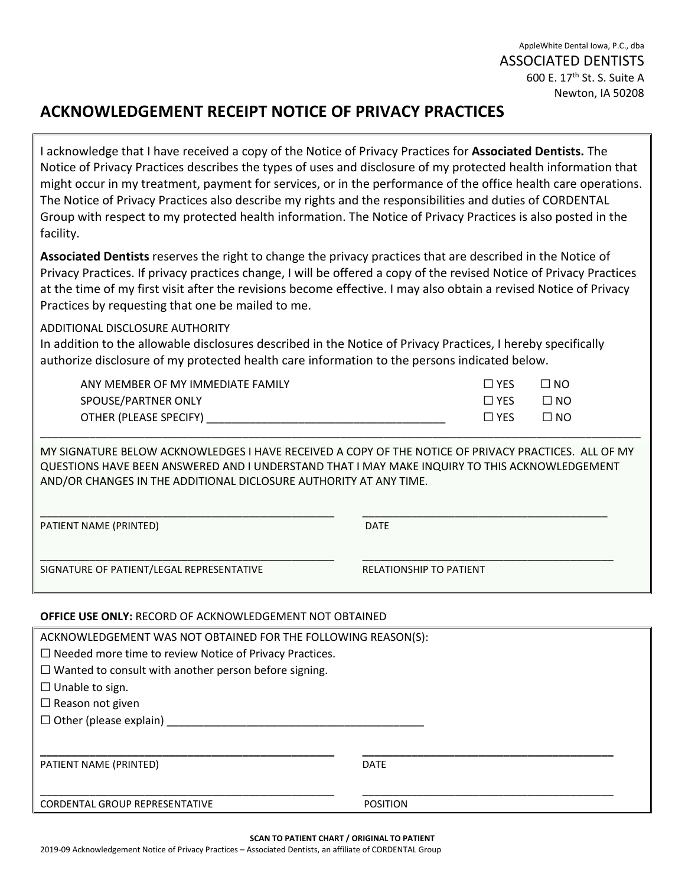AppleWhite Dental Iowa, P.C., dba
ASSOCIATED DENTISTS
600 E. 17th St. S. Suite A
Newton, IA 50208

# ACKNOWLEDGEMENT RECEIPT NOTICE OF PRIVACY PRACTICES

I acknowledge that I have received a copy of the Notice of Privacy Practices for **Associated Dentists.** The Notice of Privacy Practices describes the types of uses and disclosure of my protected health information that might occur in my treatment, payment for services, or in the performance of the office health care operations. The Notice of Privacy Practices also describe my rights and the responsibilities and duties of CORDENTAL Group with respect to my protected health information. The Notice of Privacy Practices is also posted in the facility.

**Associated Dentists** reserves the right to change the privacy practices that are described in the Notice of Privacy Practices. If privacy practices change, I will be offered a copy of the revised Notice of Privacy Practices at the time of my first visit after the revisions become effective. I may also obtain a revised Notice of Privacy Practices by requesting that one be mailed to me.

ADDITIONAL DISCLOSURE AUTHORITY
In addition to the allowable disclosures described in the Notice of Privacy Practices, I hereby specifically authorize disclosure of my protected health care information to the persons indicated below.

| | | |
|---|---|---|
| ANY MEMBER OF MY IMMEDIATE FAMILY | ☐ YES | ☐ NO |
| SPOUSE/PARTNER ONLY | ☐ YES | ☐ NO |
| OTHER (PLEASE SPECIFY) ______________________________________ | ☐ YES | ☐ NO |

MY SIGNATURE BELOW ACKNOWLEDGES I HAVE RECEIVED A COPY OF THE NOTICE OF PRIVACY PRACTICES. ALL OF MY QUESTIONS HAVE BEEN ANSWERED AND I UNDERSTAND THAT I MAY MAKE INQUIRY TO THIS ACKNOWLEDGEMENT AND/OR CHANGES IN THE ADDITIONAL DICLOSURE AUTHORITY AT ANY TIME.

_________________________________________________ &nbsp;&nbsp; _________________________________________
PATIENT NAME (PRINTED) &nbsp;&nbsp; DATE

_________________________________________________ &nbsp;&nbsp; _________________________________________
SIGNATURE OF PATIENT/LEGAL REPRESENTATIVE &nbsp;&nbsp; RELATIONSHIP TO PATIENT

**OFFICE USE ONLY:** RECORD OF ACKNOWLEDGEMENT NOT OBTAINED

ACKNOWLEDGEMENT WAS NOT OBTAINED FOR THE FOLLOWING REASON(S):

☐ Needed more time to review Notice of Privacy Practices.
☐ Wanted to consult with another person before signing.
☐ Unable to sign.
☐ Reason not given
☐ Other (please explain) __________________________________________

_________________________________________________ &nbsp;&nbsp; _________________________________________
PATIENT NAME (PRINTED) &nbsp;&nbsp; DATE

_________________________________________________ &nbsp;&nbsp; _________________________________________
CORDENTAL GROUP REPRESENTATIVE &nbsp;&nbsp; POSITION

**SCAN TO PATIENT CHART / ORIGINAL TO PATIENT**

2019-09 Acknowledgement Notice of Privacy Practices – Associated Dentists, an affiliate of CORDENTAL Group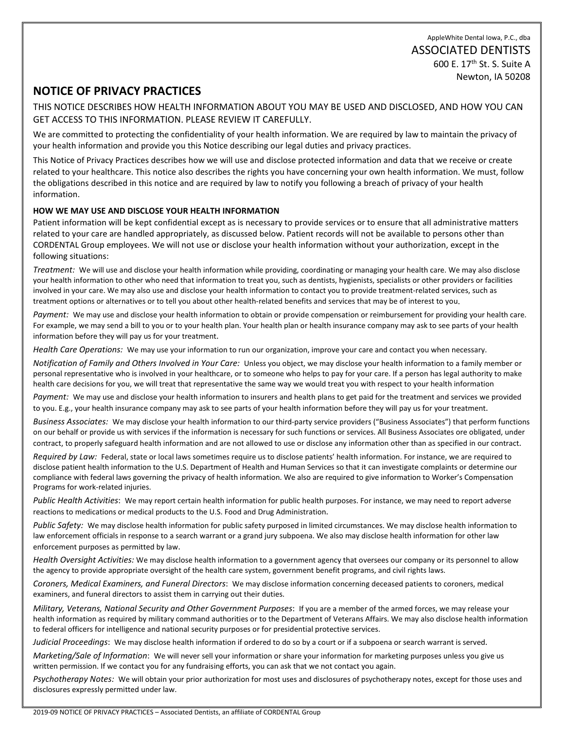AppleWhite Dental Iowa, P.C., dba
ASSOCIATED DENTISTS
600 E. 17th St. S. Suite A
Newton, IA 50208

# NOTICE OF PRIVACY PRACTICES

THIS NOTICE DESCRIBES HOW HEALTH INFORMATION ABOUT YOU MAY BE USED AND DISCLOSED, AND HOW YOU CAN GET ACCESS TO THIS INFORMATION. PLEASE REVIEW IT CAREFULLY.

We are committed to protecting the confidentiality of your health information. We are required by law to maintain the privacy of your health information and provide you this Notice describing our legal duties and privacy practices.

This Notice of Privacy Practices describes how we will use and disclose protected information and data that we receive or create related to your healthcare. This notice also describes the rights you have concerning your own health information. We must, follow the obligations described in this notice and are required by law to notify you following a breach of privacy of your health information.

**HOW WE MAY USE AND DISCLOSE YOUR HEALTH INFORMATION**

Patient information will be kept confidential except as is necessary to provide services or to ensure that all administrative matters related to your care are handled appropriately, as discussed below. Patient records will not be available to persons other than CORDENTAL Group employees. We will not use or disclose your health information without your authorization, except in the following situations:

*Treatment:* We will use and disclose your health information while providing, coordinating or managing your health care. We may also disclose your health information to other who need that information to treat you, such as dentists, hygienists, specialists or other providers or facilities involved in your care. We may also use and disclose your health information to contact you to provide treatment-related services, such as treatment options or alternatives or to tell you about other health-related benefits and services that may be of interest to you.

*Payment:* We may use and disclose your health information to obtain or provide compensation or reimbursement for providing your health care. For example, we may send a bill to you or to your health plan. Your health plan or health insurance company may ask to see parts of your health information before they will pay us for your treatment.

*Health Care Operations:* We may use your information to run our organization, improve your care and contact you when necessary.

*Notification of Family and Others Involved in Your Care:* Unless you object, we may disclose your health information to a family member or personal representative who is involved in your healthcare, or to someone who helps to pay for your care. If a person has legal authority to make health care decisions for you, we will treat that representative the same way we would treat you with respect to your health information

*Payment:* We may use and disclose your health information to insurers and health plans to get paid for the treatment and services we provided to you. E.g., your health insurance company may ask to see parts of your health information before they will pay us for your treatment.

*Business Associates:* We may disclose your health information to our third-party service providers ("Business Associates") that perform functions on our behalf or provide us with services if the information is necessary for such functions or services. All Business Associates ore obligated, under contract, to properly safeguard health information and are not allowed to use or disclose any information other than as specified in our contract.

*Required by Law:* Federal, state or local laws sometimes require us to disclose patients' health information. For instance, we are required to disclose patient health information to the U.S. Department of Health and Human Services so that it can investigate complaints or determine our compliance with federal laws governing the privacy of health information. We also are required to give information to Worker's Compensation Programs for work-related injuries.

*Public Health Activities*: We may report certain health information for public health purposes. For instance, we may need to report adverse reactions to medications or medical products to the U.S. Food and Drug Administration.

*Public Safety:* We may disclose health information for public safety purposed in limited circumstances. We may disclose health information to law enforcement officials in response to a search warrant or a grand jury subpoena. We also may disclose health information for other law enforcement purposes as permitted by law.

*Health Oversight Activities:* We may disclose health information to a government agency that oversees our company or its personnel to allow the agency to provide appropriate oversight of the health care system, government benefit programs, and civil rights laws.

*Coroners, Medical Examiners, and Funeral Directors*: We may disclose information concerning deceased patients to coroners, medical examiners, and funeral directors to assist them in carrying out their duties.

*Military, Veterans, National Security and Other Government Purposes*: If you are a member of the armed forces, we may release your health information as required by military command authorities or to the Department of Veterans Affairs. We may also disclose health information to federal officers for intelligence and national security purposes or for presidential protective services.

*Judicial Proceedings*: We may disclose health information if ordered to do so by a court or if a subpoena or search warrant is served.

*Marketing/Sale of Information*: We will never sell your information or share your information for marketing purposes unless you give us written permission. If we contact you for any fundraising efforts, you can ask that we not contact you again.

*Psychotherapy Notes:* We will obtain your prior authorization for most uses and disclosures of psychotherapy notes, except for those uses and disclosures expressly permitted under law.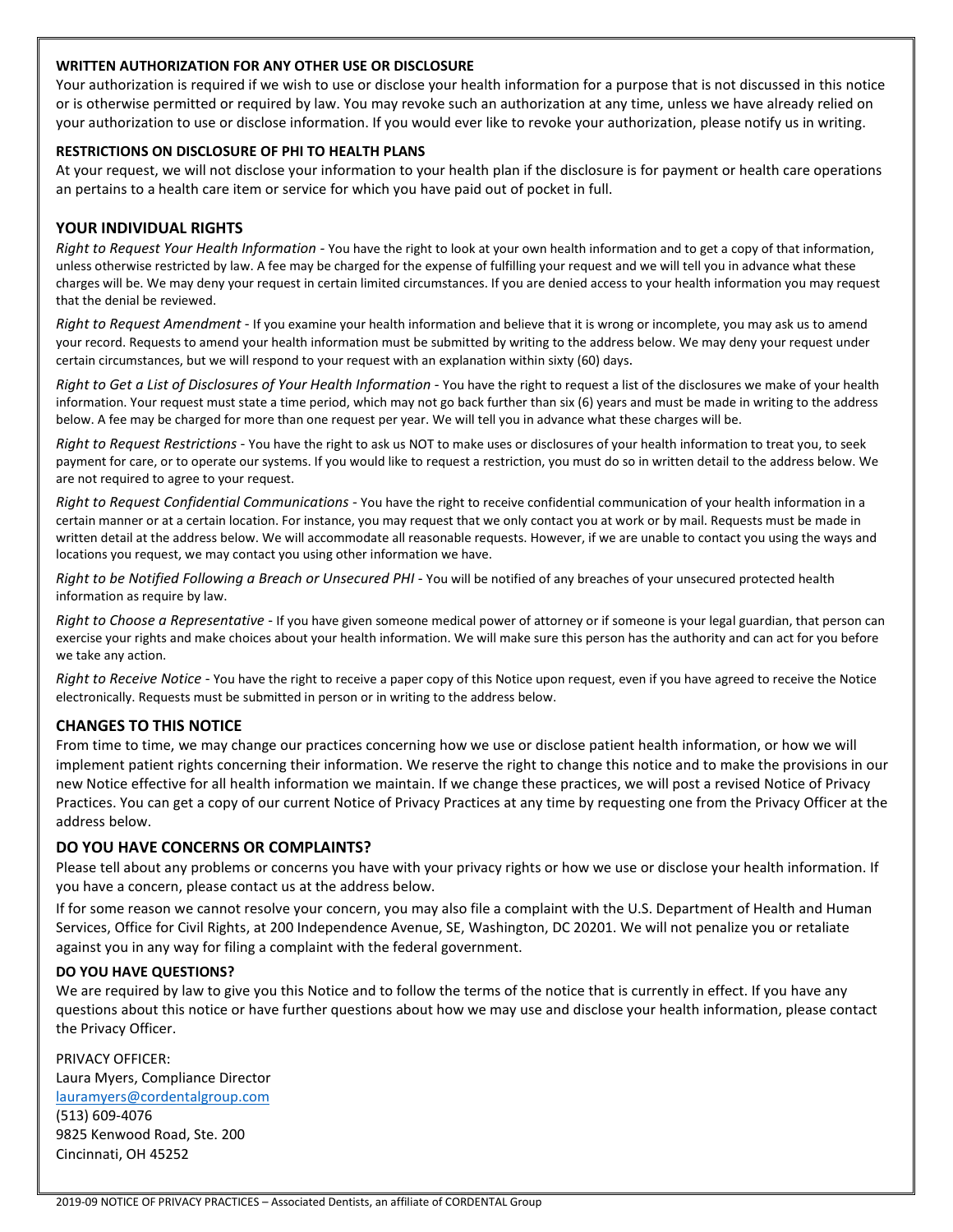**WRITTEN AUTHORIZATION FOR ANY OTHER USE OR DISCLOSURE**

Your authorization is required if we wish to use or disclose your health information for a purpose that is not discussed in this notice or is otherwise permitted or required by law. You may revoke such an authorization at any time, unless we have already relied on your authorization to use or disclose information. If you would ever like to revoke your authorization, please notify us in writing.

**RESTRICTIONS ON DISCLOSURE OF PHI TO HEALTH PLANS**

At your request, we will not disclose your information to your health plan if the disclosure is for payment or health care operations an pertains to a health care item or service for which you have paid out of pocket in full.

## YOUR INDIVIDUAL RIGHTS

*Right to Request Your Health Information* - You have the right to look at your own health information and to get a copy of that information, unless otherwise restricted by law. A fee may be charged for the expense of fulfilling your request and we will tell you in advance what these charges will be. We may deny your request in certain limited circumstances. If you are denied access to your health information you may request that the denial be reviewed.

*Right to Request Amendment* - If you examine your health information and believe that it is wrong or incomplete, you may ask us to amend your record. Requests to amend your health information must be submitted by writing to the address below. We may deny your request under certain circumstances, but we will respond to your request with an explanation within sixty (60) days.

*Right to Get a List of Disclosures of Your Health Information* - You have the right to request a list of the disclosures we make of your health information. Your request must state a time period, which may not go back further than six (6) years and must be made in writing to the address below. A fee may be charged for more than one request per year. We will tell you in advance what these charges will be.

*Right to Request Restrictions* - You have the right to ask us NOT to make uses or disclosures of your health information to treat you, to seek payment for care, or to operate our systems. If you would like to request a restriction, you must do so in written detail to the address below. We are not required to agree to your request.

*Right to Request Confidential Communications* - You have the right to receive confidential communication of your health information in a certain manner or at a certain location. For instance, you may request that we only contact you at work or by mail. Requests must be made in written detail at the address below. We will accommodate all reasonable requests. However, if we are unable to contact you using the ways and locations you request, we may contact you using other information we have.

*Right to be Notified Following a Breach or Unsecured PHI* - You will be notified of any breaches of your unsecured protected health information as require by law.

*Right to Choose a Representative* - If you have given someone medical power of attorney or if someone is your legal guardian, that person can exercise your rights and make choices about your health information. We will make sure this person has the authority and can act for you before we take any action.

*Right to Receive Notice* - You have the right to receive a paper copy of this Notice upon request, even if you have agreed to receive the Notice electronically. Requests must be submitted in person or in writing to the address below.

## CHANGES TO THIS NOTICE

From time to time, we may change our practices concerning how we use or disclose patient health information, or how we will implement patient rights concerning their information. We reserve the right to change this notice and to make the provisions in our new Notice effective for all health information we maintain. If we change these practices, we will post a revised Notice of Privacy Practices. You can get a copy of our current Notice of Privacy Practices at any time by requesting one from the Privacy Officer at the address below.

## DO YOU HAVE CONCERNS OR COMPLAINTS?

Please tell about any problems or concerns you have with your privacy rights or how we use or disclose your health information. If you have a concern, please contact us at the address below.

If for some reason we cannot resolve your concern, you may also file a complaint with the U.S. Department of Health and Human Services, Office for Civil Rights, at 200 Independence Avenue, SE, Washington, DC 20201. We will not penalize you or retaliate against you in any way for filing a complaint with the federal government.

**DO YOU HAVE QUESTIONS?**

We are required by law to give you this Notice and to follow the terms of the notice that is currently in effect. If you have any questions about this notice or have further questions about how we may use and disclose your health information, please contact the Privacy Officer.

PRIVACY OFFICER:
Laura Myers, Compliance Director
lauramyers@cordentalgroup.com
(513) 609-4076
9825 Kenwood Road, Ste. 200
Cincinnati, OH 45252

2019-09 NOTICE OF PRIVACY PRACTICES – Associated Dentists, an affiliate of CORDENTAL Group